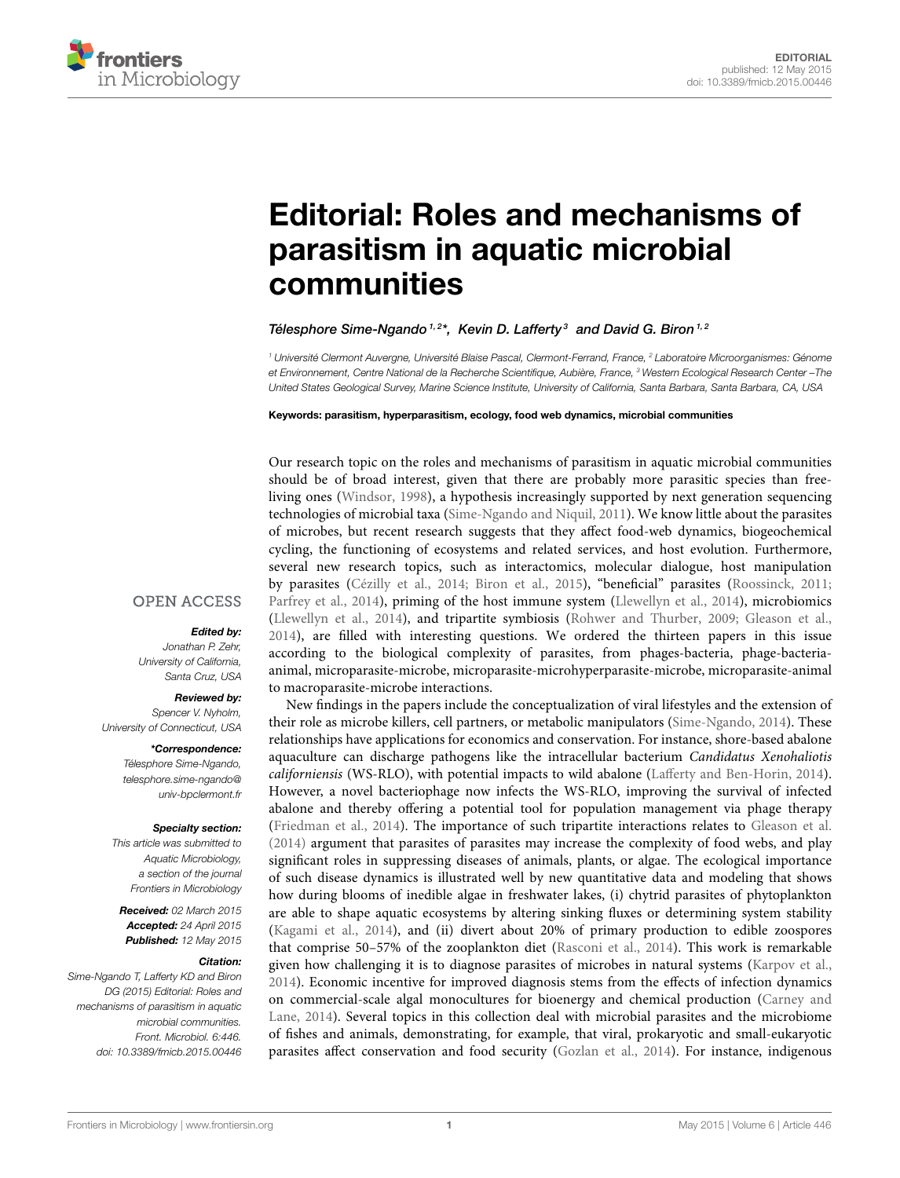EDITORIAL
published: 12 May 2015
doi: 10.3389/fmicb.2015.00446

# Editorial: Roles and mechanisms of parasitism in aquatic microbial communities

*Télesphore Sime-Ngando [1,2]\*, Kevin D. Lafferty [3] and David G. Biron [1,2]*

[1] Université Clermont Auvergne, Université Blaise Pascal, Clermont-Ferrand, France, [2] Laboratoire Microorganismes: Génome et Environnement, Centre National de la Recherche Scientifique, Aubière, France, [3] Western Ecological Research Center –The United States Geological Survey, Marine Science Institute, University of California, Santa Barbara, Santa Barbara, CA, USA

**Keywords: parasitism, hyperparasitism, ecology, food web dynamics, microbial communities**

OPEN ACCESS

***Edited by:***
Jonathan P. Zehr,
University of California,
Santa Cruz, USA

***Reviewed by:***
Spencer V. Nyholm,
University of Connecticut, USA

***\*Correspondence:***
Télesphore Sime-Ngando,
telesphore.sime-ngando@univ-bpclermont.fr

***Specialty section:***
This article was submitted to Aquatic Microbiology, a section of the journal Frontiers in Microbiology

***Received:*** 02 March 2015
***Accepted:*** 24 April 2015
***Published:*** 12 May 2015

***Citation:***
Sime-Ngando T, Lafferty KD and Biron DG (2015) Editorial: Roles and mechanisms of parasitism in aquatic microbial communities. Front. Microbiol. 6:446. doi: 10.3389/fmicb.2015.00446

Our research topic on the roles and mechanisms of parasitism in aquatic microbial communities should be of broad interest, given that there are probably more parasitic species than free-living ones (Windsor, 1998), a hypothesis increasingly supported by next generation sequencing technologies of microbial taxa (Sime-Ngando and Niquil, 2011). We know little about the parasites of microbes, but recent research suggests that they affect food-web dynamics, biogeochemical cycling, the functioning of ecosystems and related services, and host evolution. Furthermore, several new research topics, such as interactomics, molecular dialogue, host manipulation by parasites (Cézilly et al., 2014; Biron et al., 2015), "beneficial" parasites (Roossinck, 2011; Parfrey et al., 2014), priming of the host immune system (Llewellyn et al., 2014), microbiomics (Llewellyn et al., 2014), and tripartite symbiosis (Rohwer and Thurber, 2009; Gleason et al., 2014), are filled with interesting questions. We ordered the thirteen papers in this issue according to the biological complexity of parasites, from phages-bacteria, phage-bacteria-animal, microparasite-microbe, microparasite-microhyperparasite-microbe, microparasite-animal to macroparasite-microbe interactions.

New findings in the papers include the conceptualization of viral lifestyles and the extension of their role as microbe killers, cell partners, or metabolic manipulators (Sime-Ngando, 2014). These relationships have applications for economics and conservation. For instance, shore-based abalone aquaculture can discharge pathogens like the intracellular bacterium *Candidatus Xenohaliotis californiensis* (WS-RLO), with potential impacts to wild abalone (Lafferty and Ben-Horin, 2014). However, a novel bacteriophage now infects the WS-RLO, improving the survival of infected abalone and thereby offering a potential tool for population management via phage therapy (Friedman et al., 2014). The importance of such tripartite interactions relates to Gleason et al. (2014) argument that parasites of parasites may increase the complexity of food webs, and play significant roles in suppressing diseases of animals, plants, or algae. The ecological importance of such disease dynamics is illustrated well by new quantitative data and modeling that shows how during blooms of inedible algae in freshwater lakes, (i) chytrid parasites of phytoplankton are able to shape aquatic ecosystems by altering sinking fluxes or determining system stability (Kagami et al., 2014), and (ii) divert about 20% of primary production to edible zoospores that comprise 50–57% of the zooplankton diet (Rasconi et al., 2014). This work is remarkable given how challenging it is to diagnose parasites of microbes in natural systems (Karpov et al., 2014). Economic incentive for improved diagnosis stems from the effects of infection dynamics on commercial-scale algal monocultures for bioenergy and chemical production (Carney and Lane, 2014). Several topics in this collection deal with microbial parasites and the microbiome of fishes and animals, demonstrating, for example, that viral, prokaryotic and small-eukaryotic parasites affect conservation and food security (Gozlan et al., 2014). For instance, indigenous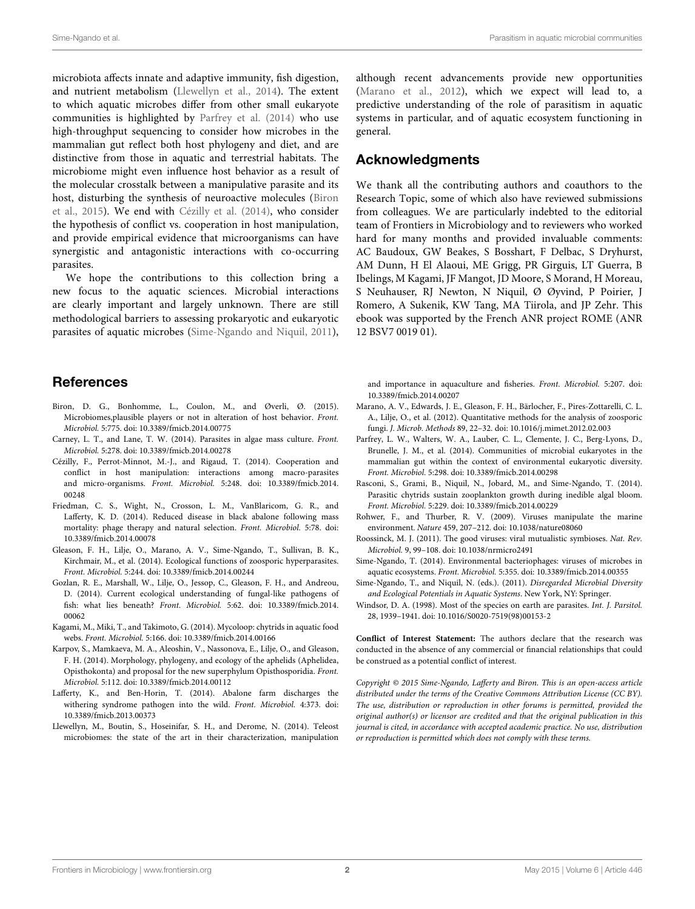microbiota affects innate and adaptive immunity, fish digestion, and nutrient metabolism (Llewellyn et al., 2014). The extent to which aquatic microbes differ from other small eukaryote communities is highlighted by Parfrey et al. (2014) who use high-throughput sequencing to consider how microbes in the mammalian gut reflect both host phylogeny and diet, and are distinctive from those in aquatic and terrestrial habitats. The microbiome might even influence host behavior as a result of the molecular crosstalk between a manipulative parasite and its host, disturbing the synthesis of neuroactive molecules (Biron et al., 2015). We end with Cézilly et al. (2014), who consider the hypothesis of conflict vs. cooperation in host manipulation, and provide empirical evidence that microorganisms can have synergistic and antagonistic interactions with co-occurring parasites.

We hope the contributions to this collection bring a new focus to the aquatic sciences. Microbial interactions are clearly important and largely unknown. There are still methodological barriers to assessing prokaryotic and eukaryotic parasites of aquatic microbes (Sime-Ngando and Niquil, 2011), although recent advancements provide new opportunities (Marano et al., 2012), which we expect will lead to, a predictive understanding of the role of parasitism in aquatic systems in particular, and of aquatic ecosystem functioning in general.

## Acknowledgments

We thank all the contributing authors and coauthors to the Research Topic, some of which also have reviewed submissions from colleagues. We are particularly indebted to the editorial team of Frontiers in Microbiology and to reviewers who worked hard for many months and provided invaluable comments: AC Baudoux, GW Beakes, S Bosshart, F Delbac, S Dryhurst, AM Dunn, H El Alaoui, ME Grigg, PR Girguis, LT Guerra, B Ibelings, M Kagami, JF Mangot, JD Moore, S Morand, H Moreau, S Neuhauser, RJ Newton, N Niquil, Ø Øyvind, P Poirier, J Romero, A Sukenik, KW Tang, MA Tiirola, and JP Zehr. This ebook was supported by the French ANR project ROME (ANR 12 BSV7 0019 01).

## References

Biron, D. G., Bonhomme, L., Coulon, M., and Øverli, Ø. (2015). Microbiomes,plausible players or not in alteration of host behavior. *Front. Microbiol.* 5:775. doi: 10.3389/fmicb.2014.00775

Carney, L. T., and Lane, T. W. (2014). Parasites in algae mass culture. *Front. Microbiol.* 5:278. doi: 10.3389/fmicb.2014.00278

Cézilly, F., Perrot-Minnot, M.-J., and Rigaud, T. (2014). Cooperation and conflict in host manipulation: interactions among macro-parasites and micro-organisms. *Front. Microbiol.* 5:248. doi: 10.3389/fmicb.2014.00248

Friedman, C. S., Wight, N., Crosson, L. M., VanBlaricom, G. R., and Lafferty, K. D. (2014). Reduced disease in black abalone following mass mortality: phage therapy and natural selection. *Front. Microbiol.* 5:78. doi: 10.3389/fmicb.2014.00078

Gleason, F. H., Lilje, O., Marano, A. V., Sime-Ngando, T., Sullivan, B. K., Kirchmair, M., et al. (2014). Ecological functions of zoosporic hyperparasites. *Front. Microbiol.* 5:244. doi: 10.3389/fmicb.2014.00244

Gozlan, R. E., Marshall, W., Lilje, O., Jessop, C., Gleason, F. H., and Andreou, D. (2014). Current ecological understanding of fungal-like pathogens of fish: what lies beneath? *Front. Microbiol.* 5:62. doi: 10.3389/fmicb.2014.00062

Kagami, M., Miki, T., and Takimoto, G. (2014). Mycoloop: chytrids in aquatic food webs. *Front. Microbiol.* 5:166. doi: 10.3389/fmicb.2014.00166

Karpov, S., Mamkaeva, M. A., Aleoshin, V., Nassonova, E., Lilje, O., and Gleason, F. H. (2014). Morphology, phylogeny, and ecology of the aphelids (Aphelidea, Opisthokonta) and proposal for the new superphylum Opisthosporidia. *Front. Microbiol.* 5:112. doi: 10.3389/fmicb.2014.00112

Lafferty, K., and Ben-Horin, T. (2014). Abalone farm discharges the withering syndrome pathogen into the wild. *Front. Microbiol.* 4:373. doi: 10.3389/fmicb.2013.00373

Llewellyn, M., Boutin, S., Hoseinifar, S. H., and Derome, N. (2014). Teleost microbiomes: the state of the art in their characterization, manipulation and importance in aquaculture and fisheries. *Front. Microbiol.* 5:207. doi: 10.3389/fmicb.2014.00207

Marano, A. V., Edwards, J. E., Gleason, F. H., Bärlocher, F., Pires-Zottarelli, C. L. A., Lilje, O., et al. (2012). Quantitative methods for the analysis of zoosporic fungi. *J. Microb. Methods* 89, 22–32. doi: 10.1016/j.mimet.2012.02.003

Parfrey, L. W., Walters, W. A., Lauber, C. L., Clemente, J. C., Berg-Lyons, D., Brunelle, J. M., et al. (2014). Communities of microbial eukaryotes in the mammalian gut within the context of environmental eukaryotic diversity. *Front. Microbiol.* 5:298. doi: 10.3389/fmicb.2014.00298

Rasconi, S., Grami, B., Niquil, N., Jobard, M., and Sime-Ngando, T. (2014). Parasitic chytrids sustain zooplankton growth during inedible algal bloom. *Front. Microbiol.* 5:229. doi: 10.3389/fmicb.2014.00229

Rohwer, F., and Thurber, R. V. (2009). Viruses manipulate the marine environment. *Nature* 459, 207–212. doi: 10.1038/nature08060

Roossinck, M. J. (2011). The good viruses: viral mutualistic symbioses. *Nat. Rev. Microbiol.* 9, 99–108. doi: 10.1038/nrmicro2491

Sime-Ngando, T. (2014). Environmental bacteriophages: viruses of microbes in aquatic ecosystems. *Front. Microbiol.* 5:355. doi: 10.3389/fmicb.2014.00355

Sime-Ngando, T., and Niquil, N. (eds.). (2011). *Disregarded Microbial Diversity and Ecological Potentials in Aquatic Systems*. New York, NY: Springer.

Windsor, D. A. (1998). Most of the species on earth are parasites. *Int. J. Parsitol.* 28, 1939–1941. doi: 10.1016/S0020-7519(98)00153-2

**Conflict of Interest Statement:** The authors declare that the research was conducted in the absence of any commercial or financial relationships that could be construed as a potential conflict of interest.

*Copyright © 2015 Sime-Ngando, Lafferty and Biron. This is an open-access article distributed under the terms of the Creative Commons Attribution License (CC BY). The use, distribution or reproduction in other forums is permitted, provided the original author(s) or licensor are credited and that the original publication in this journal is cited, in accordance with accepted academic practice. No use, distribution or reproduction is permitted which does not comply with these terms.*